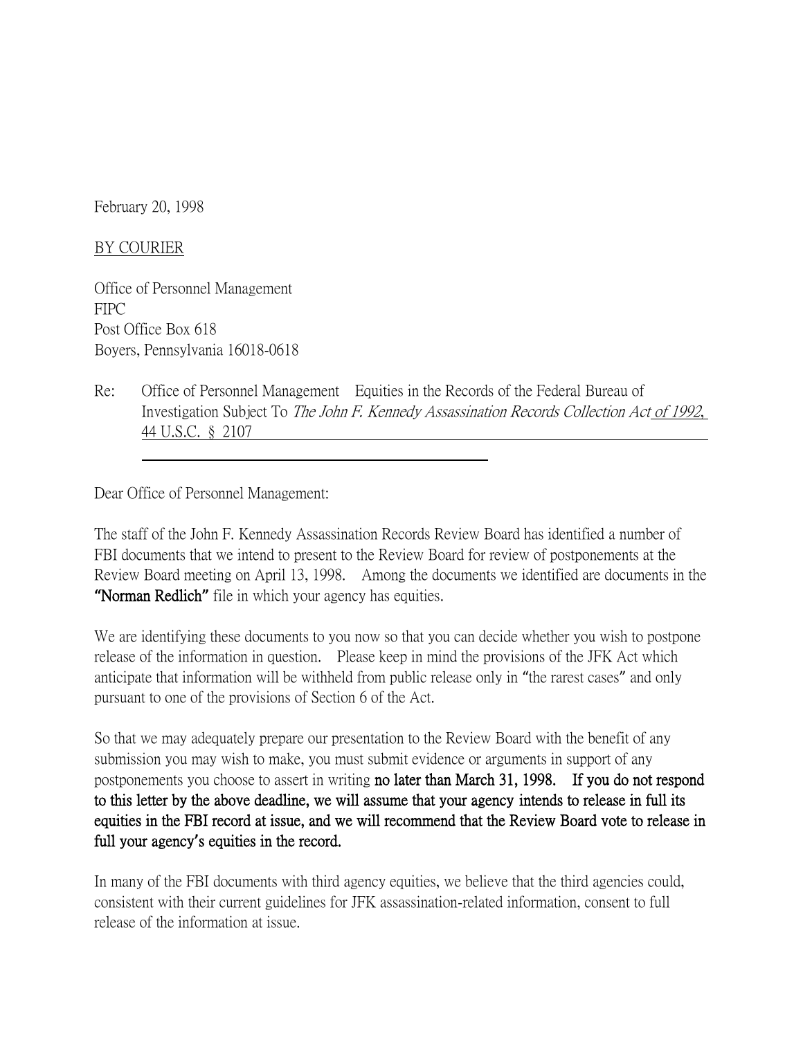February 20, 1998

BY COURIER

Office of Personnel Management
FIPC
Post Office Box 618
Boyers, Pennsylvania 16018-0618

Re: Office of Personnel Management Equities in the Records of the Federal Bureau of Investigation Subject To *The John F. Kennedy Assassination Records Collection Act of 1992*, 44 U.S.C. § 2107

Dear Office of Personnel Management:

The staff of the John F. Kennedy Assassination Records Review Board has identified a number of FBI documents that we intend to present to the Review Board for review of postponements at the Review Board meeting on April 13, 1998. Among the documents we identified are documents in the **"Norman Redlich"** file in which your agency has equities.

We are identifying these documents to you now so that you can decide whether you wish to postpone release of the information in question. Please keep in mind the provisions of the JFK Act which anticipate that information will be withheld from public release only in "the rarest cases" and only pursuant to one of the provisions of Section 6 of the Act.

So that we may adequately prepare our presentation to the Review Board with the benefit of any submission you may wish to make, you must submit evidence or arguments in support of any postponements you choose to assert in writing **no later than March 31, 1998. If you do not respond to this letter by the above deadline, we will assume that your agency intends to release in full its equities in the FBI record at issue, and we will recommend that the Review Board vote to release in full your agency's equities in the record.**

In many of the FBI documents with third agency equities, we believe that the third agencies could, consistent with their current guidelines for JFK assassination-related information, consent to full release of the information at issue.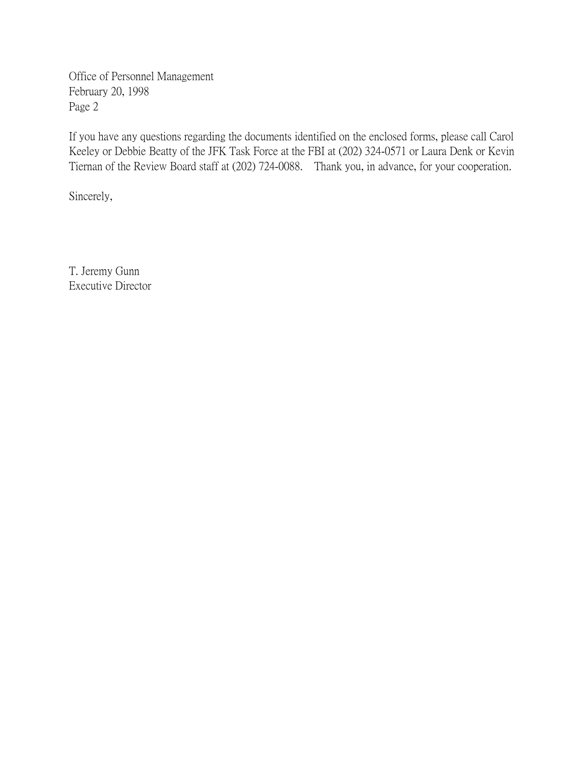If you have any questions regarding the documents identified on the enclosed forms, please call Carol Keeley or Debbie Beatty of the JFK Task Force at the FBI at (202) 324-0571 or Laura Denk or Kevin Tiernan of the Review Board staff at (202) 724-0088. Thank you, in advance, for your cooperation.

Sincerely,

T. Jeremy Gunn
Executive Director